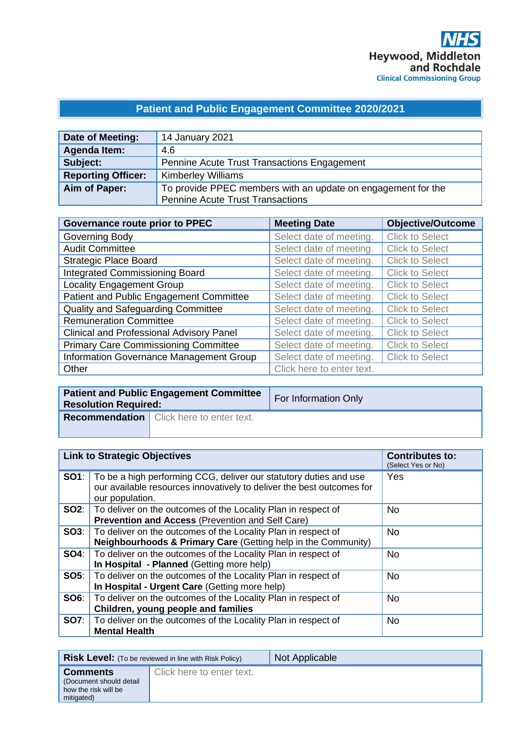NHS
Heywood, Middleton and Rochdale
Clinical Commissioning Group

# Patient and Public Engagement Committee 2020/2021

| | |
|---|---|
| **Date of Meeting:** | 14 January 2021 |
| **Agenda Item:** | 4.6 |
| **Subject:** | Pennine Acute Trust Transactions Engagement |
| **Reporting Officer:** | Kimberley Williams |
| **Aim of Paper:** | To provide PPEC members with an update on engagement for the Pennine Acute Trust Transactions |

| Governance route prior to PPEC | Meeting Date | Objective/Outcome |
|---|---|---|
| Governing Body | Select date of meeting. | Click to Select |
| Audit Committee | Select date of meeting. | Click to Select |
| Strategic Place Board | Select date of meeting. | Click to Select |
| Integrated Commissioning Board | Select date of meeting. | Click to Select |
| Locality Engagement Group | Select date of meeting. | Click to Select |
| Patient and Public Engagement Committee | Select date of meeting. | Click to Select |
| Quality and Safeguarding Committee | Select date of meeting. | Click to Select |
| Remuneration Committee | Select date of meeting. | Click to Select |
| Clinical and Professional Advisory Panel | Select date of meeting. | Click to Select |
| Primary Care Commissioning Committee | Select date of meeting. | Click to Select |
| Information Governance Management Group | Select date of meeting. | Click to Select |
| Other | Click here to enter text. | |

| | |
|---|---|
| **Patient and Public Engagement Committee Resolution Required:** | For Information Only |
| **Recommendation** | Click here to enter text. |

| Link to Strategic Objectives | | Contributes to: (Select Yes or No) |
|---|---|---|
| **SO1**: | To be a high performing CCG, deliver our statutory duties and use our available resources innovatively to deliver the best outcomes for our population. | Yes |
| **SO2**: | To deliver on the outcomes of the Locality Plan in respect of **Prevention and Access** (Prevention and Self Care) | No |
| **SO3**: | To deliver on the outcomes of the Locality Plan in respect of **Neighbourhoods & Primary Care** (Getting help in the Community) | No |
| **SO4**: | To deliver on the outcomes of the Locality Plan in respect of **In Hospital - Planned** (Getting more help) | No |
| **SO5**: | To deliver on the outcomes of the Locality Plan in respect of **In Hospital - Urgent Care** (Getting more help) | No |
| **SO6**: | To deliver on the outcomes of the Locality Plan in respect of **Children, young people and families** | No |
| **SO7**: | To deliver on the outcomes of the Locality Plan in respect of **Mental Health** | No |

| | |
|---|---|
| **Risk Level:** (To be reviewed in line with Risk Policy) | Not Applicable |
| **Comments** (Document should detail how the risk will be mitigated) | Click here to enter text. |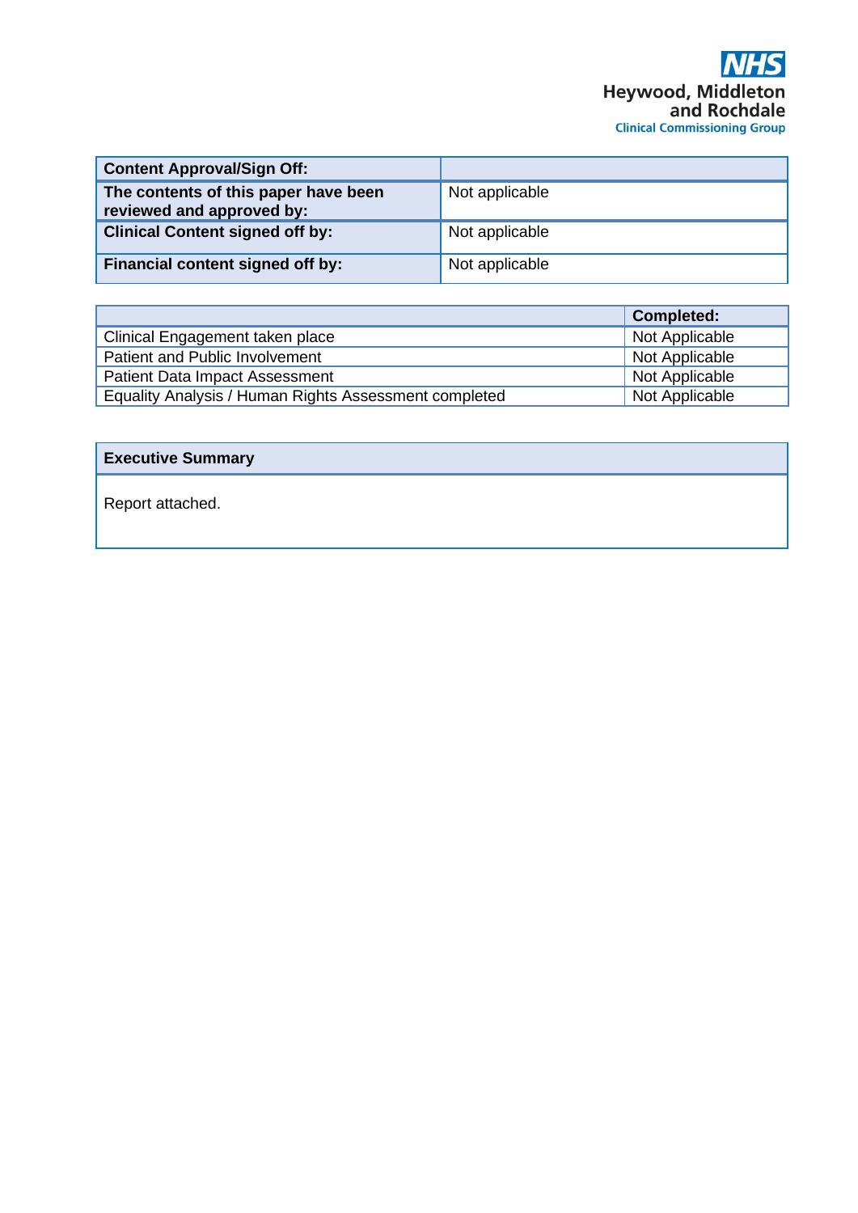NHS Heywood, Middleton and Rochdale Clinical Commissioning Group

| **Content Approval/Sign Off:** | |
|---|---|
| **The contents of this paper have been reviewed and approved by:** | Not applicable |
| **Clinical Content signed off by:** | Not applicable |
| **Financial content signed off by:** | Not applicable |

| | **Completed:** |
|---|---|
| Clinical Engagement taken place | Not Applicable |
| Patient and Public Involvement | Not Applicable |
| Patient Data Impact Assessment | Not Applicable |
| Equality Analysis / Human Rights Assessment completed | Not Applicable |

| **Executive Summary** |
|---|
| Report attached. |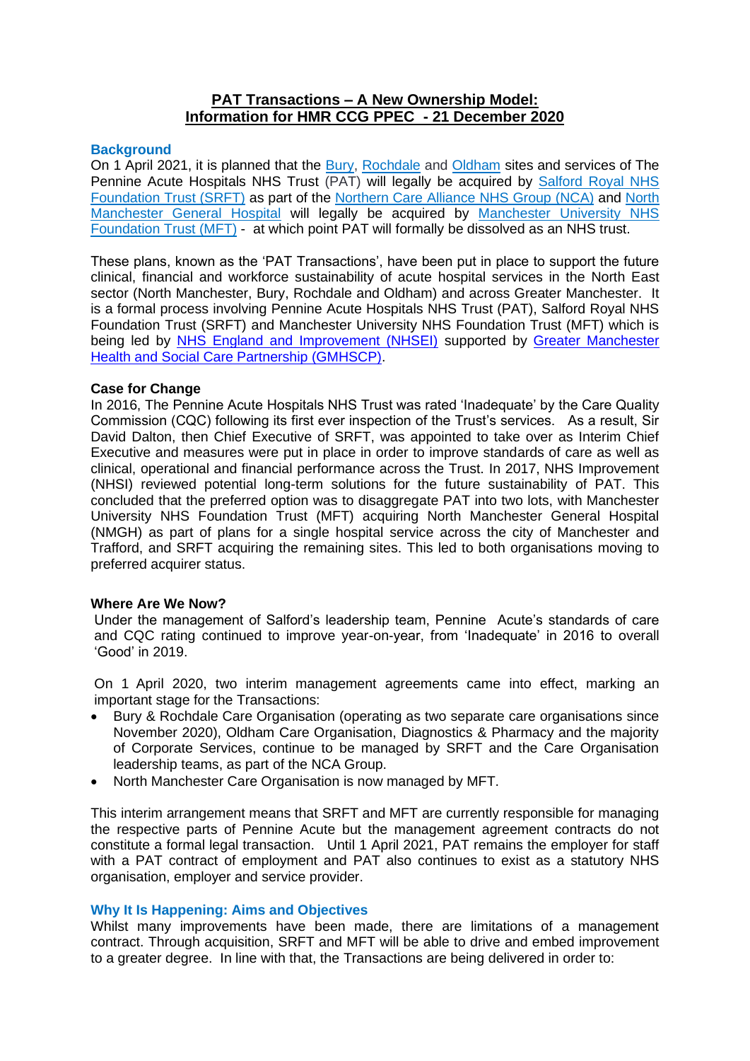**PAT Transactions – A New Ownership Model:**
**Information for HMR CCG PPEC - 21 December 2020**

## Background

On 1 April 2021, it is planned that the Bury, Rochdale and Oldham sites and services of The Pennine Acute Hospitals NHS Trust (PAT) will legally be acquired by Salford Royal NHS Foundation Trust (SRFT) as part of the Northern Care Alliance NHS Group (NCA) and North Manchester General Hospital will legally be acquired by Manchester University NHS Foundation Trust (MFT) - at which point PAT will formally be dissolved as an NHS trust.

These plans, known as the 'PAT Transactions', have been put in place to support the future clinical, financial and workforce sustainability of acute hospital services in the North East sector (North Manchester, Bury, Rochdale and Oldham) and across Greater Manchester. It is a formal process involving Pennine Acute Hospitals NHS Trust (PAT), Salford Royal NHS Foundation Trust (SRFT) and Manchester University NHS Foundation Trust (MFT) which is being led by NHS England and Improvement (NHSEI) supported by Greater Manchester Health and Social Care Partnership (GMHSCP).

**Case for Change**

In 2016, The Pennine Acute Hospitals NHS Trust was rated 'Inadequate' by the Care Quality Commission (CQC) following its first ever inspection of the Trust's services. As a result, Sir David Dalton, then Chief Executive of SRFT, was appointed to take over as Interim Chief Executive and measures were put in place in order to improve standards of care as well as clinical, operational and financial performance across the Trust. In 2017, NHS Improvement (NHSI) reviewed potential long-term solutions for the future sustainability of PAT. This concluded that the preferred option was to disaggregate PAT into two lots, with Manchester University NHS Foundation Trust (MFT) acquiring North Manchester General Hospital (NMGH) as part of plans for a single hospital service across the city of Manchester and Trafford, and SRFT acquiring the remaining sites. This led to both organisations moving to preferred acquirer status.

**Where Are We Now?**

Under the management of Salford's leadership team, Pennine Acute's standards of care and CQC rating continued to improve year-on-year, from 'Inadequate' in 2016 to overall 'Good' in 2019.

On 1 April 2020, two interim management agreements came into effect, marking an important stage for the Transactions:

- Bury & Rochdale Care Organisation (operating as two separate care organisations since November 2020), Oldham Care Organisation, Diagnostics & Pharmacy and the majority of Corporate Services, continue to be managed by SRFT and the Care Organisation leadership teams, as part of the NCA Group.
- North Manchester Care Organisation is now managed by MFT.

This interim arrangement means that SRFT and MFT are currently responsible for managing the respective parts of Pennine Acute but the management agreement contracts do not constitute a formal legal transaction. Until 1 April 2021, PAT remains the employer for staff with a PAT contract of employment and PAT also continues to exist as a statutory NHS organisation, employer and service provider.

## Why It Is Happening: Aims and Objectives

Whilst many improvements have been made, there are limitations of a management contract. Through acquisition, SRFT and MFT will be able to drive and embed improvement to a greater degree. In line with that, the Transactions are being delivered in order to: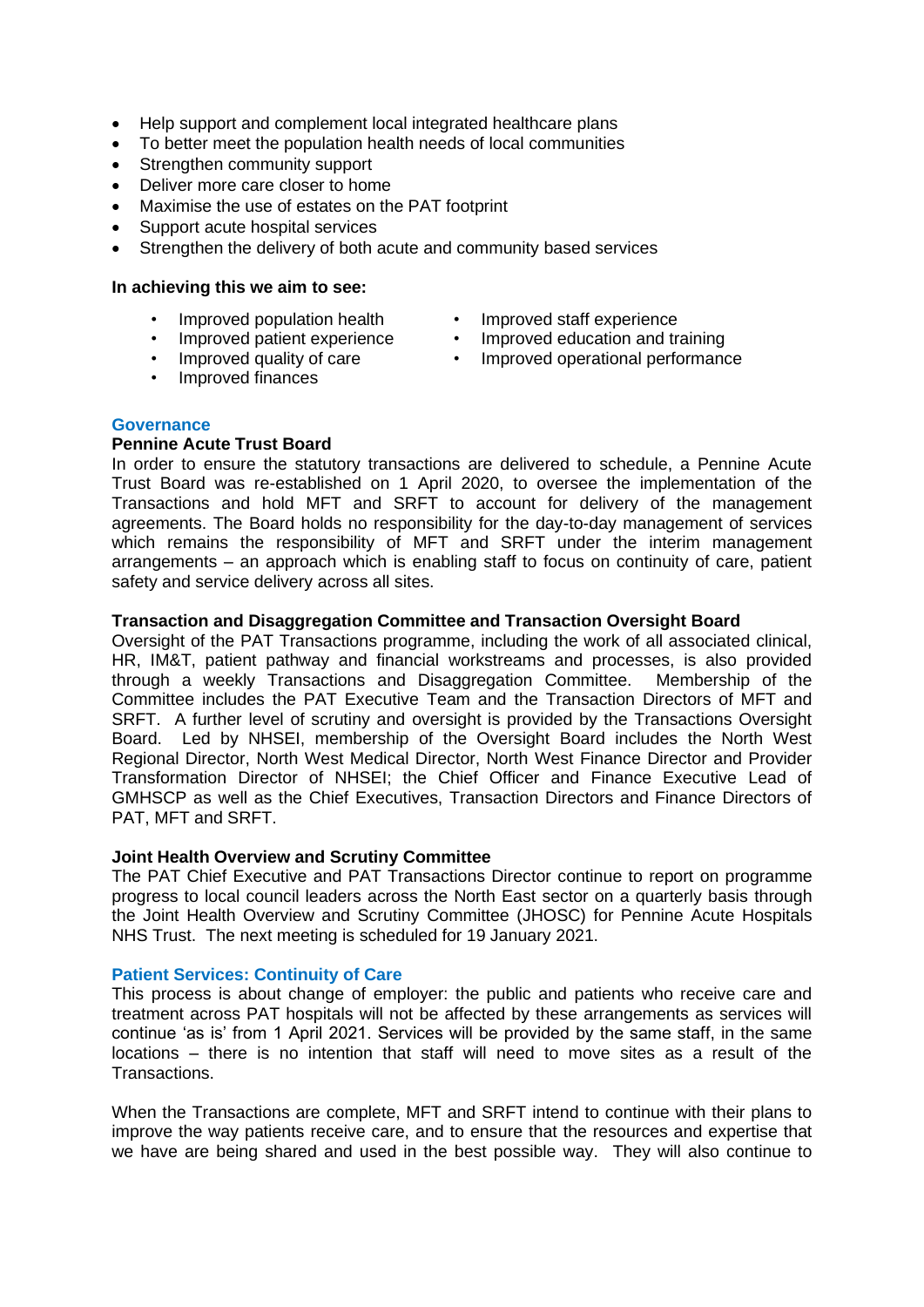- Help support and complement local integrated healthcare plans
- To better meet the population health needs of local communities
- Strengthen community support
- Deliver more care closer to home
- Maximise the use of estates on the PAT footprint
- Support acute hospital services
- Strengthen the delivery of both acute and community based services

**In achieving this we aim to see:**

- Improved population health
- Improved patient experience
- Improved quality of care
- Improved finances
- Improved staff experience
- Improved education and training
- Improved operational performance

## Governance

**Pennine Acute Trust Board**

In order to ensure the statutory transactions are delivered to schedule, a Pennine Acute Trust Board was re-established on 1 April 2020, to oversee the implementation of the Transactions and hold MFT and SRFT to account for delivery of the management agreements. The Board holds no responsibility for the day-to-day management of services which remains the responsibility of MFT and SRFT under the interim management arrangements – an approach which is enabling staff to focus on continuity of care, patient safety and service delivery across all sites.

**Transaction and Disaggregation Committee and Transaction Oversight Board**

Oversight of the PAT Transactions programme, including the work of all associated clinical, HR, IM&T, patient pathway and financial workstreams and processes, is also provided through a weekly Transactions and Disaggregation Committee. Membership of the Committee includes the PAT Executive Team and the Transaction Directors of MFT and SRFT. A further level of scrutiny and oversight is provided by the Transactions Oversight Board. Led by NHSEI, membership of the Oversight Board includes the North West Regional Director, North West Medical Director, North West Finance Director and Provider Transformation Director of NHSEI; the Chief Officer and Finance Executive Lead of GMHSCP as well as the Chief Executives, Transaction Directors and Finance Directors of PAT, MFT and SRFT.

**Joint Health Overview and Scrutiny Committee**

The PAT Chief Executive and PAT Transactions Director continue to report on programme progress to local council leaders across the North East sector on a quarterly basis through the Joint Health Overview and Scrutiny Committee (JHOSC) for Pennine Acute Hospitals NHS Trust. The next meeting is scheduled for 19 January 2021.

## Patient Services: Continuity of Care

This process is about change of employer: the public and patients who receive care and treatment across PAT hospitals will not be affected by these arrangements as services will continue 'as is' from 1 April 2021. Services will be provided by the same staff, in the same locations – there is no intention that staff will need to move sites as a result of the Transactions.

When the Transactions are complete, MFT and SRFT intend to continue with their plans to improve the way patients receive care, and to ensure that the resources and expertise that we have are being shared and used in the best possible way. They will also continue to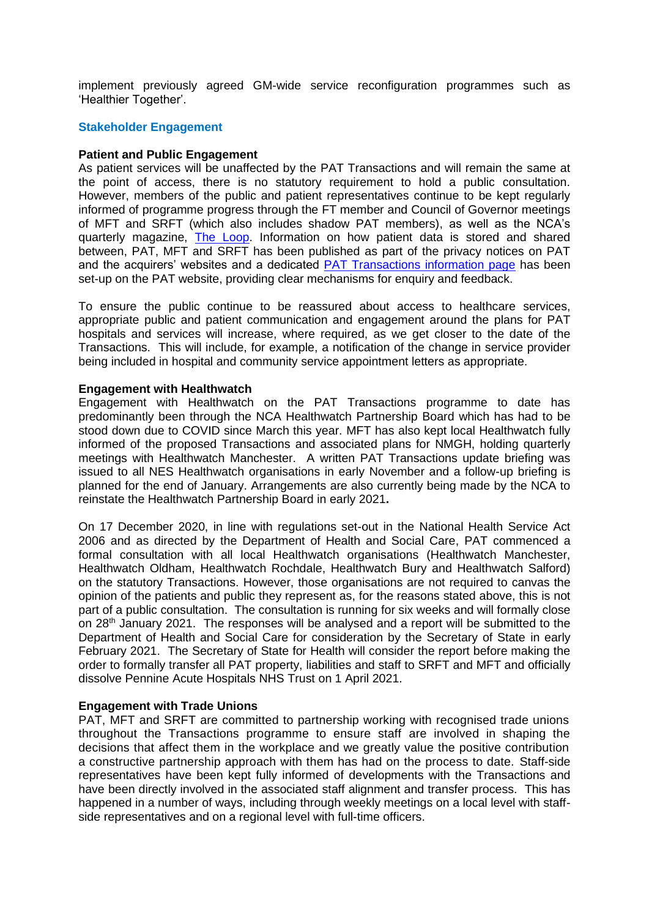implement previously agreed GM-wide service reconfiguration programmes such as 'Healthier Together'.

## Stakeholder Engagement

**Patient and Public Engagement**

As patient services will be unaffected by the PAT Transactions and will remain the same at the point of access, there is no statutory requirement to hold a public consultation. However, members of the public and patient representatives continue to be kept regularly informed of programme progress through the FT member and Council of Governor meetings of MFT and SRFT (which also includes shadow PAT members), as well as the NCA's quarterly magazine, [The Loop](). Information on how patient data is stored and shared between, PAT, MFT and SRFT has been published as part of the privacy notices on PAT and the acquirers' websites and a dedicated [PAT Transactions information page]() has been set-up on the PAT website, providing clear mechanisms for enquiry and feedback.

To ensure the public continue to be reassured about access to healthcare services, appropriate public and patient communication and engagement around the plans for PAT hospitals and services will increase, where required, as we get closer to the date of the Transactions. This will include, for example, a notification of the change in service provider being included in hospital and community service appointment letters as appropriate.

**Engagement with Healthwatch**

Engagement with Healthwatch on the PAT Transactions programme to date has predominantly been through the NCA Healthwatch Partnership Board which has had to be stood down due to COVID since March this year. MFT has also kept local Healthwatch fully informed of the proposed Transactions and associated plans for NMGH, holding quarterly meetings with Healthwatch Manchester. A written PAT Transactions update briefing was issued to all NES Healthwatch organisations in early November and a follow-up briefing is planned for the end of January. Arrangements are also currently being made by the NCA to reinstate the Healthwatch Partnership Board in early 2021**.**

On 17 December 2020, in line with regulations set-out in the National Health Service Act 2006 and as directed by the Department of Health and Social Care, PAT commenced a formal consultation with all local Healthwatch organisations (Healthwatch Manchester, Healthwatch Oldham, Healthwatch Rochdale, Healthwatch Bury and Healthwatch Salford) on the statutory Transactions. However, those organisations are not required to canvas the opinion of the patients and public they represent as, for the reasons stated above, this is not part of a public consultation. The consultation is running for six weeks and will formally close on 28th January 2021. The responses will be analysed and a report will be submitted to the Department of Health and Social Care for consideration by the Secretary of State in early February 2021. The Secretary of State for Health will consider the report before making the order to formally transfer all PAT property, liabilities and staff to SRFT and MFT and officially dissolve Pennine Acute Hospitals NHS Trust on 1 April 2021.

**Engagement with Trade Unions**

PAT, MFT and SRFT are committed to partnership working with recognised trade unions throughout the Transactions programme to ensure staff are involved in shaping the decisions that affect them in the workplace and we greatly value the positive contribution a constructive partnership approach with them has had on the process to date. Staff-side representatives have been kept fully informed of developments with the Transactions and have been directly involved in the associated staff alignment and transfer process. This has happened in a number of ways, including through weekly meetings on a local level with staff-side representatives and on a regional level with full-time officers.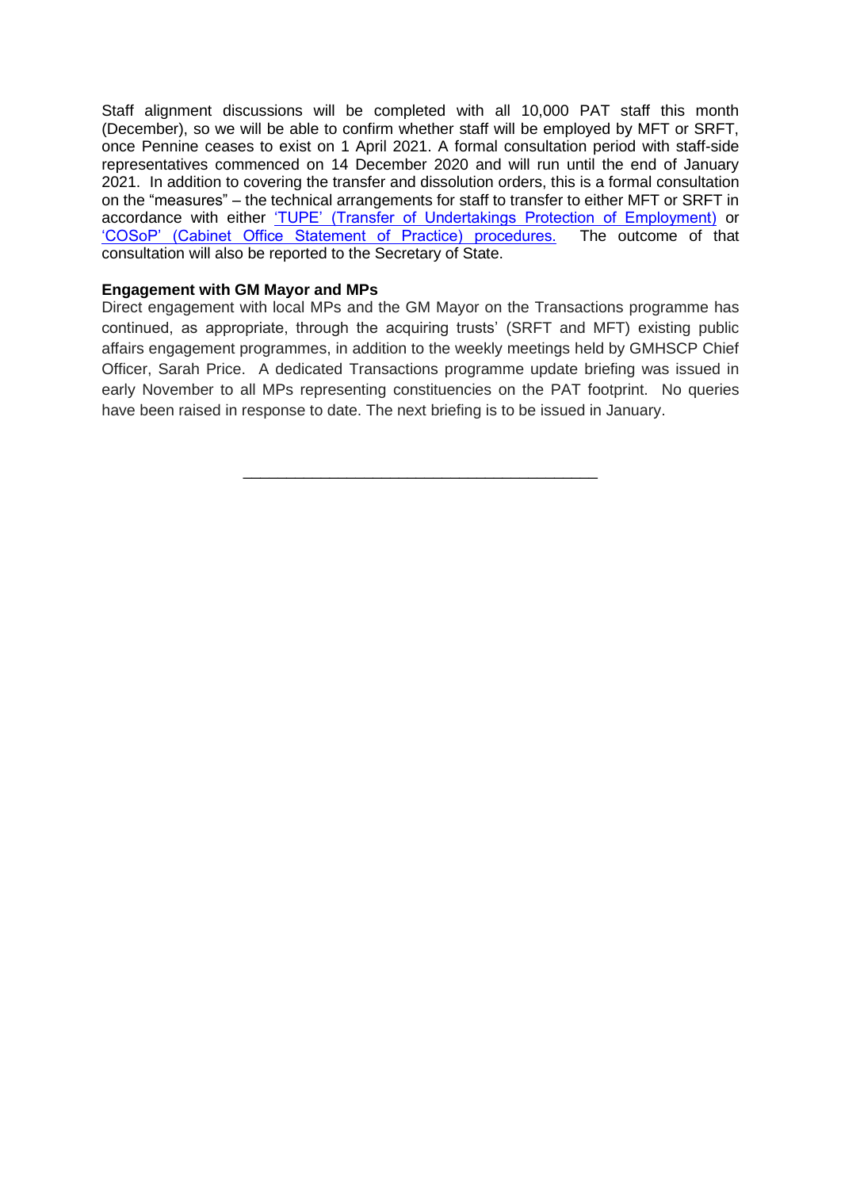Staff alignment discussions will be completed with all 10,000 PAT staff this month (December), so we will be able to confirm whether staff will be employed by MFT or SRFT, once Pennine ceases to exist on 1 April 2021. A formal consultation period with staff-side representatives commenced on 14 December 2020 and will run until the end of January 2021. In addition to covering the transfer and dissolution orders, this is a formal consultation on the "measures" – the technical arrangements for staff to transfer to either MFT or SRFT in accordance with either 'TUPE' (Transfer of Undertakings Protection of Employment) or 'COSoP' (Cabinet Office Statement of Practice) procedures. The outcome of that consultation will also be reported to the Secretary of State.

**Engagement with GM Mayor and MPs**

Direct engagement with local MPs and the GM Mayor on the Transactions programme has continued, as appropriate, through the acquiring trusts' (SRFT and MFT) existing public affairs engagement programmes, in addition to the weekly meetings held by GMHSCP Chief Officer, Sarah Price. A dedicated Transactions programme update briefing was issued in early November to all MPs representing constituencies on the PAT footprint. No queries have been raised in response to date. The next briefing is to be issued in January.

---